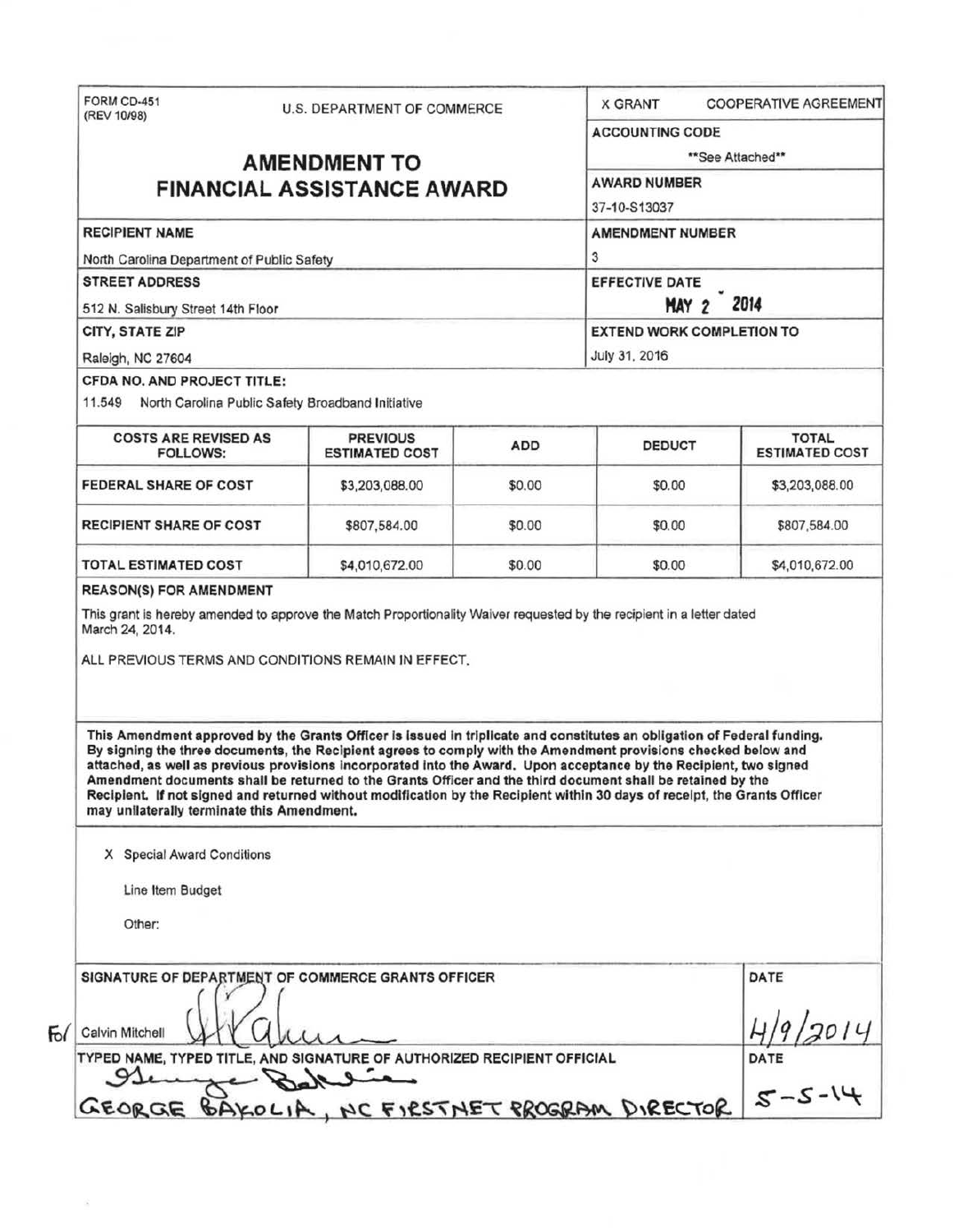FORM CD-451 (REV 10/98)

U.S. DEPARTMENT OF COMMERCE

# AMENDMENT TO FINANCIAL ASSISTANCE AWARD

X GRANT    COOPERATIVE AGREEMENT

**ACCOUNTING CODE**
**See Attached**

**AWARD NUMBER**
37-10-S13037

**RECIPIENT NAME**
North Carolina Department of Public Safety

**AMENDMENT NUMBER**
3

**STREET ADDRESS**
512 N. Salisbury Street 14th Floor

**EFFECTIVE DATE**
MAY 2 2014

**CITY, STATE ZIP**
Raleigh, NC 27604

**EXTEND WORK COMPLETION TO**
July 31, 2016

**CFDA NO. AND PROJECT TITLE:**
11.549 North Carolina Public Safety Broadband Initiative

| COSTS ARE REVISED AS FOLLOWS: | PREVIOUS ESTIMATED COST | ADD | DEDUCT | TOTAL ESTIMATED COST |
|---|---|---|---|---|
| FEDERAL SHARE OF COST | $3,203,088.00 | $0.00 | $0.00 | $3,203,088.00 |
| RECIPIENT SHARE OF COST | $807,584.00 | $0.00 | $0.00 | $807,584.00 |
| TOTAL ESTIMATED COST | $4,010,672.00 | $0.00 | $0.00 | $4,010,672.00 |

**REASON(S) FOR AMENDMENT**

This grant is hereby amended to approve the Match Proportionality Waiver requested by the recipient in a letter dated March 24, 2014.

ALL PREVIOUS TERMS AND CONDITIONS REMAIN IN EFFECT.

**This Amendment approved by the Grants Officer is issued in triplicate and constitutes an obligation of Federal funding. By signing the three documents, the Recipient agrees to comply with the Amendment provisions checked below and attached, as well as previous provisions incorporated into the Award. Upon acceptance by the Recipient, two signed Amendment documents shall be returned to the Grants Officer and the third document shall be retained by the Recipient. If not signed and returned without modification by the Recipient within 30 days of receipt, the Grants Officer may unilaterally terminate this Amendment.**

X Special Award Conditions

Line Item Budget

Other:

**SIGNATURE OF DEPARTMENT OF COMMERCE GRANTS OFFICER**
For Calvin Mitchell

**DATE**
4/9/2014

**TYPED NAME, TYPED TITLE, AND SIGNATURE OF AUTHORIZED RECIPIENT OFFICIAL**
GEORGE BAKOLIA, NC FIRSTNET PROGRAM DIRECTOR

**DATE**
5-5-14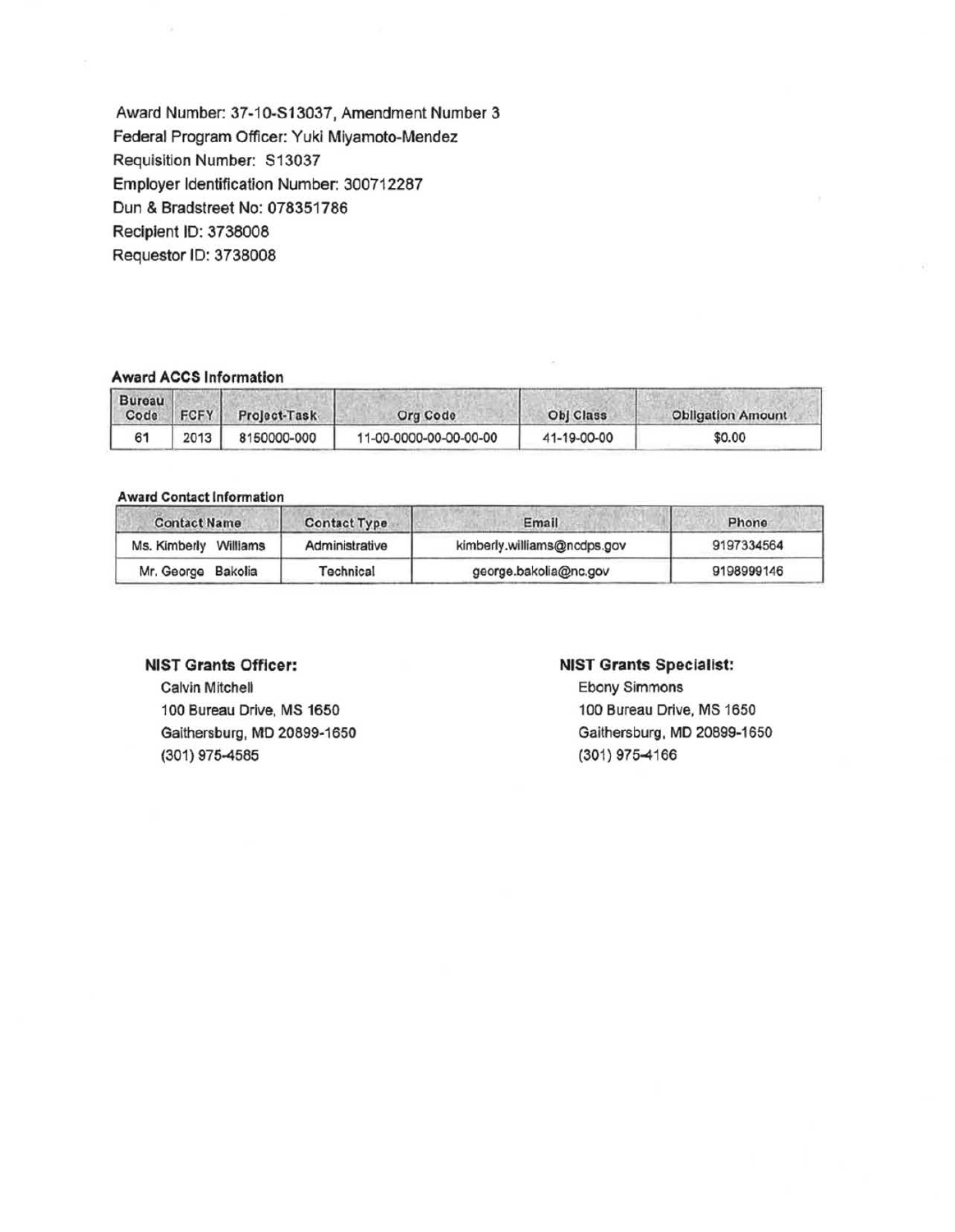Award Number: 37-10-S13037, Amendment Number 3
Federal Program Officer: Yuki Miyamoto-Mendez
Requisition Number: S13037
Employer Identification Number: 300712287
Dun & Bradstreet No: 078351786
Recipient ID: 3738008
Requestor ID: 3738008

**Award ACCS Information**

| Bureau Code | FCFY | Project-Task | Org Code | Obj Class | Obligation Amount |
|---|---|---|---|---|---|
| 61 | 2013 | 8150000-000 | 11-00-0000-00-00-00-00 | 41-19-00-00 | $0.00 |

**Award Contact Information**

| Contact Name | Contact Type | Email | Phone |
|---|---|---|---|
| Ms. Kimberly Williams | Administrative | kimberly.williams@ncdps.gov | 9197334564 |
| Mr. George Bakolia | Technical | george.bakolia@nc.gov | 9198999146 |

**NIST Grants Officer:**
Calvin Mitchell
100 Bureau Drive, MS 1650
Gaithersburg, MD 20899-1650
(301) 975-4585

**NIST Grants Specialist:**
Ebony Simmons
100 Bureau Drive, MS 1650
Gaithersburg, MD 20899-1650
(301) 975-4166